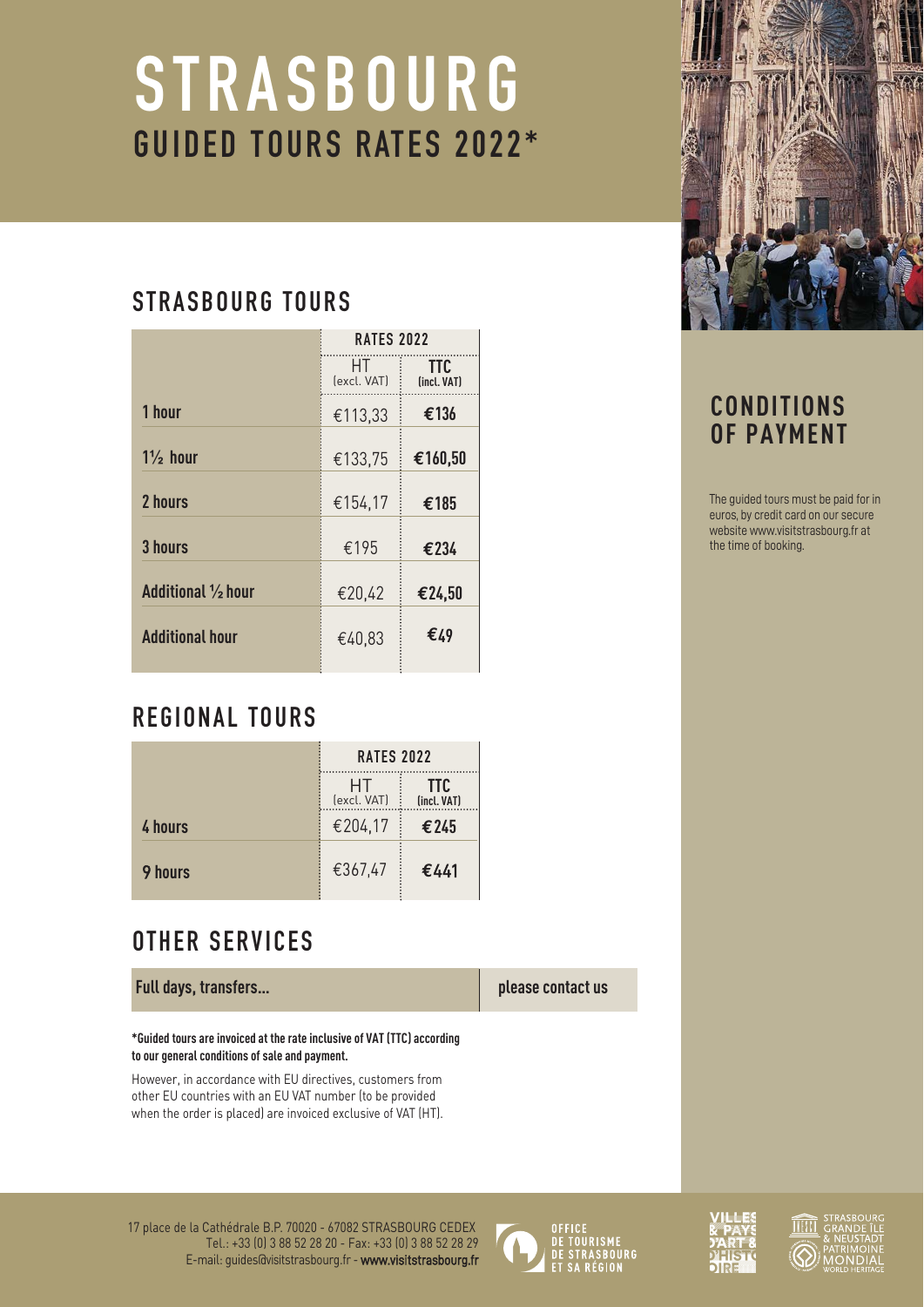# STRASBOURG
## GUIDED TOURS RATES 2022*

## STRASBOURG TOURS

| | RATES 2022 | |
|---|---|---|
| | HT (excl. VAT) | TTC (incl. VAT) |
| 1 hour | €113,33 | **€136** |
| 1½ hour | €133,75 | **€160,50** |
| 2 hours | €154,17 | **€185** |
| 3 hours | €195 | **€234** |
| Additional ½ hour | €20,42 | **€24,50** |
| Additional hour | €40,83 | **€49** |

## REGIONAL TOURS

| | RATES 2022 | |
|---|---|---|
| | HT (excl. VAT) | TTC (incl. VAT) |
| 4 hours | €204,17 | **€245** |
| 9 hours | €367,47 | **€441** |

## OTHER SERVICES

| Full days, transfers... | please contact us |
|---|---|

**\*Guided tours are invoiced at the rate inclusive of VAT (TTC) according to our general conditions of sale and payment.**

However, in accordance with EU directives, customers from other EU countries with an EU VAT number (to be provided when the order is placed) are invoiced exclusive of VAT (HT).

## CONDITIONS OF PAYMENT

The guided tours must be paid for in euros, by credit card on our secure website www.visitstrasbourg.fr at the time of booking.

17 place de la Cathédrale B.P. 70020 - 67082 STRASBOURG CEDEX
Tel.: +33 (0) 3 88 52 28 20 - Fax: +33 (0) 3 88 52 28 29
E-mail: guides@visitstrasbourg.fr - **www.visitstrasbourg.fr**

OFFICE DE TOURISME DE STRASBOURG ET SA RÉGION

VILLES & PAYS D'ART & D'HISTOIRE

STRASBOURG GRANDE ÎLE & NEUSTADT PATRIMOINE MONDIAL WORLD HERITAGE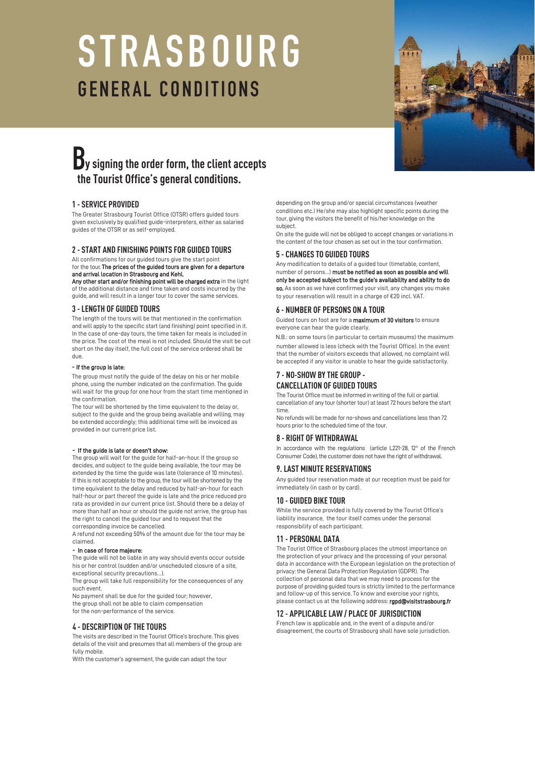# STRASBOURG

## GENERAL CONDITIONS

## By signing the order form, the client accepts the Tourist Office's general conditions.

### 1 - SERVICE PROVIDED

The Greater Strasbourg Tourist Office (OTSR) offers guided tours given exclusively by qualified guide-interpreters, either as salaried guides of the OTSR or as self-employed.

### 2 - START AND FINISHING POINTS FOR GUIDED TOURS

All confirmations for our guided tours give the start point for the tour. **The prices of the guided tours are given for a departure and arrival location in Strasbourg and Kehl.**

**Any other start and/or finishing point will be charged extra** in the light of the additional distance and time taken and costs incurred by the guide, and will result in a longer tour to cover the same services.

### 3 - LENGTH OF GUIDED TOURS

The length of the tours will be that mentioned in the confirmation and will apply to the specific start (and finishing) point specified in it. In the case of one-day tours, the time taken for meals is included in the price. The cost of the meal is not included. Should the visit be cut short on the day itself, the full cost of the service ordered shall be due.

**- If the group is late:**

The group must notify the guide of the delay on his or her mobile phone, using the number indicated on the confirmation. The guide will wait for the group for one hour from the start time mentioned in the confirmation.

The tour will be shortened by the time equivalent to the delay or, subject to the guide and the group being available and willing, may be extended accordingly; this additional time will be invoiced as provided in our current price list.

**- If the guide is late or doesn't show:**

The group will wait for the guide for half-an-hour. If the group so decides, and subject to the guide being available, the tour may be extended by the time the guide was late (tolerance of 10 minutes). If this is not acceptable to the group, the tour will be shortened by the time equivalent to the delay and reduced by half-an-hour for each half-hour or part thereof the guide is late and the price reduced pro rata as provided in our current price list. Should there be a delay of more than half an hour or should the guide not arrive, the group has the right to cancel the guided tour and to request that the corresponding invoice be cancelled.

A refund not exceeding 50% of the amount due for the tour may be claimed.

**- In case of force majeure:**

The guide will not be liable in any way should events occur outside his or her control (sudden and/or unscheduled closure of a site, exceptional security precautions...).

The group will take full responsibility for the consequences of any such event.

No payment shall be due for the guided tour; however, the group shall not be able to claim compensation for the non-performance of the service.

### 4 - DESCRIPTION OF THE TOURS

The visits are described in the Tourist Office's brochure. This gives details of the visit and presumes that all members of the group are fully mobile.

With the customer's agreement, the guide can adapt the tour depending on the group and/or special circumstances (weather conditions etc.) He/she may also highlight specific points during the tour, giving the visitors the benefit of his/her knowledge on the subject.

On site the guide will not be obliged to accept changes or variations in the content of the tour chosen as set out in the tour confirmation.

### 5 - CHANGES TO GUIDED TOURS

Any modification to details of a guided tour (timetable, content, number of persons...) **must be notified as soon as possible and will only be accepted subject to the guide's availability and ability to do so.** As soon as we have confirmed your visit, any changes you make to your reservation will result in a charge of €20 incl. VAT.

### 6 - NUMBER OF PERSONS ON A TOUR

Guided tours on foot are for a **maximum of 30 visitors** to ensure everyone can hear the guide clearly.

N.B.: on some tours (in particular to certain museums) the maximum number allowed is less (check with the Tourist Office). In the event that the number of visitors exceeds that allowed, no complaint will be accepted if any visitor is unable to hear the guide satisfactorily.

### 7 - NO-SHOW BY THE GROUP - CANCELLATION OF GUIDED TOURS

The Tourist Office must be informed in writing of the full or partial cancellation of any tour (shorter tour) at least 72 hours before the start time.

No refunds will be made for no-shows and cancellations less than 72 hours prior to the scheduled time of the tour.

### 8 - RIGHT OF WITHDRAWAL

In accordance with the regulations (article L221-28, 12° of the French Consumer Code), the customer does not have the right of withdrawal.

### 9. LAST MINUTE RESERVATIONS

Any guided tour reservation made at our reception must be paid for immediately (in cash or by card).

### 10 - GUIDED BIKE TOUR

While the service provided is fully covered by the Tourist Office's liability insurance, the tour itself comes under the personal responsibility of each participant.

### 11 - PERSONAL DATA

The Tourist Office of Strasbourg places the utmost importance on the protection of your privacy and the processing of your personal data in accordance with the European legislation on the protection of privacy: the General Data Protection Regulation (GDPR). The collection of personal data that we may need to process for the purpose of providing guided tours is strictly limited to the performance and follow-up of this service. To know and exercise your rights, please contact us at the following address: **rgpd@visitstrasbourg.fr**

### 12 - APPLICABLE LAW / PLACE OF JURISDICTION

French law is applicable and, in the event of a dispute and/or disagreement, the courts of Strasbourg shall have sole jurisdiction.